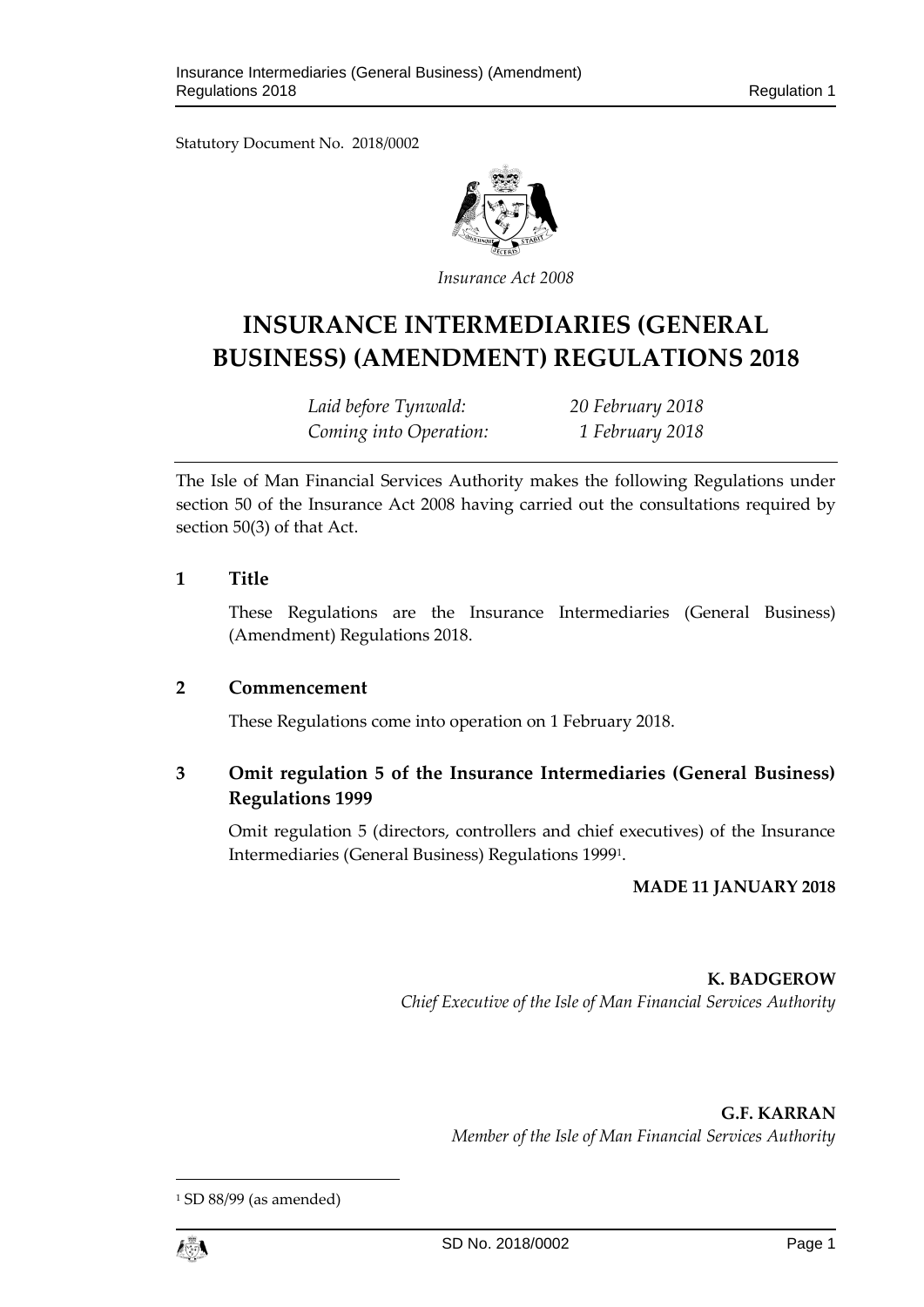Statutory Document No. 2018/0002

*Insurance Act 2008*

# INSURANCE INTERMEDIARIES (GENERAL BUSINESS) (AMENDMENT) REGULATIONS 2018

*Laid before Tynwald:* *20 February 2018*
*Coming into Operation:* *1 February 2018*

The Isle of Man Financial Services Authority makes the following Regulations under section 50 of the Insurance Act 2008 having carried out the consultations required by section 50(3) of that Act.

## 1 Title

These Regulations are the Insurance Intermediaries (General Business) (Amendment) Regulations 2018.

## 2 Commencement

These Regulations come into operation on 1 February 2018.

## 3 Omit regulation 5 of the Insurance Intermediaries (General Business) Regulations 1999

Omit regulation 5 (directors, controllers and chief executives) of the Insurance Intermediaries (General Business) Regulations 1999[1].

**MADE 11 JANUARY 2018**

**K. BADGEROW**
*Chief Executive of the Isle of Man Financial Services Authority*

**G.F. KARRAN**
*Member of the Isle of Man Financial Services Authority*

[1] SD 88/99 (as amended)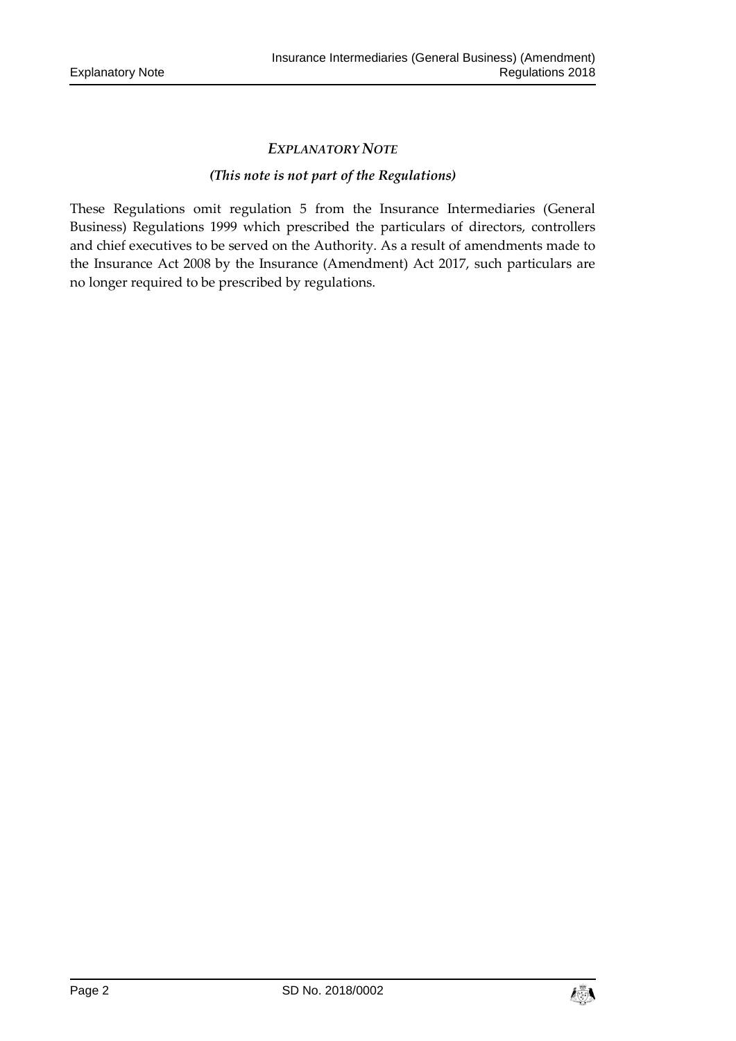## *EXPLANATORY NOTE*

***(This note is not part of the Regulations)***

These Regulations omit regulation 5 from the Insurance Intermediaries (General Business) Regulations 1999 which prescribed the particulars of directors, controllers and chief executives to be served on the Authority. As a result of amendments made to the Insurance Act 2008 by the Insurance (Amendment) Act 2017, such particulars are no longer required to be prescribed by regulations.